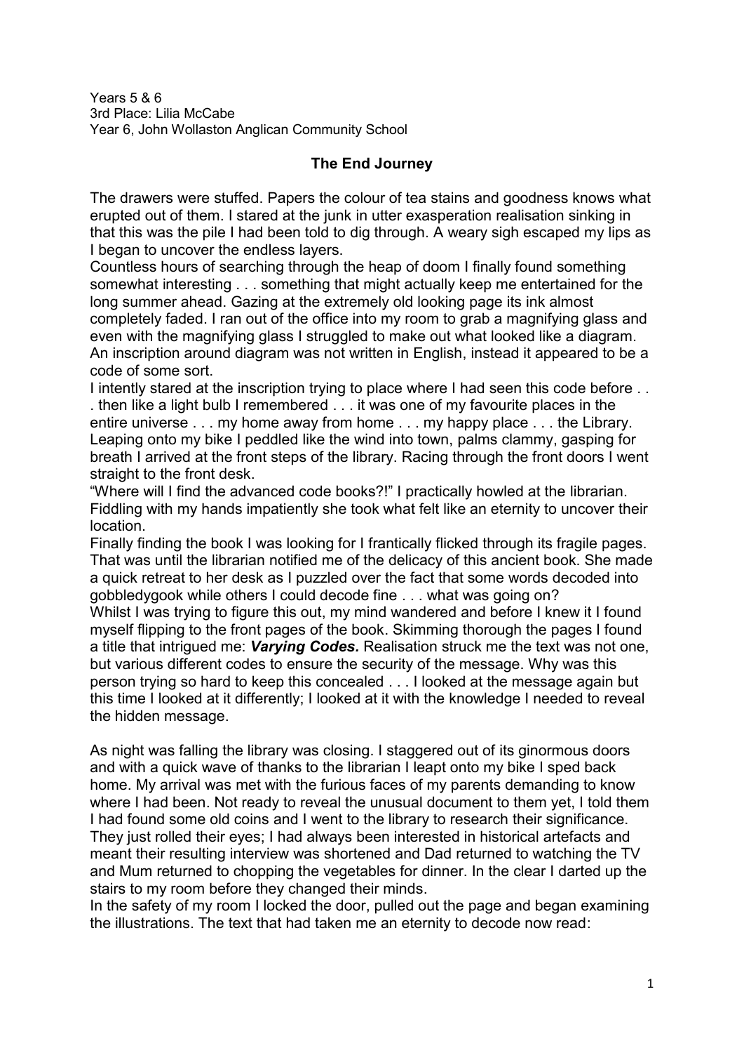Years 5 & 6
3rd Place: Lilia McCabe
Year 6, John Wollaston Anglican Community School

## The End Journey

The drawers were stuffed. Papers the colour of tea stains and goodness knows what erupted out of them. I stared at the junk in utter exasperation realisation sinking in that this was the pile I had been told to dig through. A weary sigh escaped my lips as I began to uncover the endless layers.

Countless hours of searching through the heap of doom I finally found something somewhat interesting . . . something that might actually keep me entertained for the long summer ahead. Gazing at the extremely old looking page its ink almost completely faded. I ran out of the office into my room to grab a magnifying glass and even with the magnifying glass I struggled to make out what looked like a diagram. An inscription around diagram was not written in English, instead it appeared to be a code of some sort.

I intently stared at the inscription trying to place where I had seen this code before . . . then like a light bulb I remembered . . . it was one of my favourite places in the entire universe . . . my home away from home . . . my happy place . . . the Library. Leaping onto my bike I peddled like the wind into town, palms clammy, gasping for breath I arrived at the front steps of the library. Racing through the front doors I went straight to the front desk.

"Where will I find the advanced code books?!" I practically howled at the librarian. Fiddling with my hands impatiently she took what felt like an eternity to uncover their location.

Finally finding the book I was looking for I frantically flicked through its fragile pages. That was until the librarian notified me of the delicacy of this ancient book. She made a quick retreat to her desk as I puzzled over the fact that some words decoded into gobbledygook while others I could decode fine . . . what was going on?

Whilst I was trying to figure this out, my mind wandered and before I knew it I found myself flipping to the front pages of the book. Skimming thorough the pages I found a title that intrigued me: ***Varying Codes.*** Realisation struck me the text was not one, but various different codes to ensure the security of the message. Why was this person trying so hard to keep this concealed . . . I looked at the message again but this time I looked at it differently; I looked at it with the knowledge I needed to reveal the hidden message.

As night was falling the library was closing. I staggered out of its ginormous doors and with a quick wave of thanks to the librarian I leapt onto my bike I sped back home. My arrival was met with the furious faces of my parents demanding to know where I had been. Not ready to reveal the unusual document to them yet, I told them I had found some old coins and I went to the library to research their significance. They just rolled their eyes; I had always been interested in historical artefacts and meant their resulting interview was shortened and Dad returned to watching the TV and Mum returned to chopping the vegetables for dinner. In the clear I darted up the stairs to my room before they changed their minds.

In the safety of my room I locked the door, pulled out the page and began examining the illustrations. The text that had taken me an eternity to decode now read: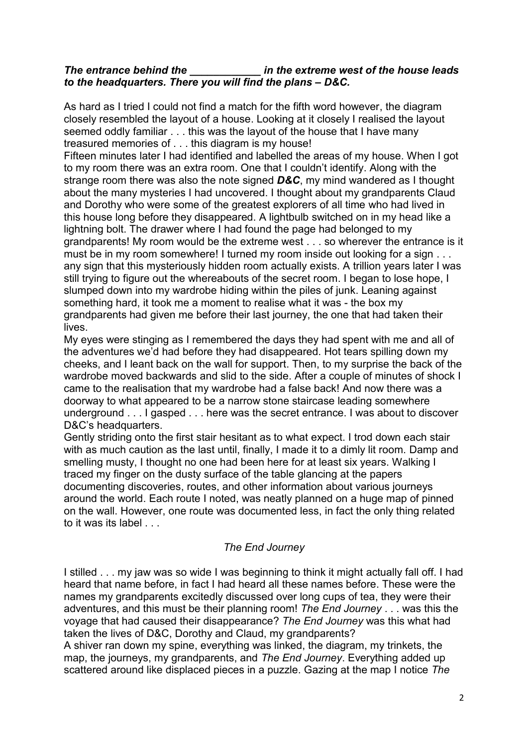***The entrance behind the \_\_\_\_\_\_\_\_\_\_\_\_ in the extreme west of the house leads to the headquarters. There you will find the plans – D&C.***

As hard as I tried I could not find a match for the fifth word however, the diagram closely resembled the layout of a house. Looking at it closely I realised the layout seemed oddly familiar . . . this was the layout of the house that I have many treasured memories of . . . this diagram is my house!

Fifteen minutes later I had identified and labelled the areas of my house. When I got to my room there was an extra room. One that I couldn't identify. Along with the strange room there was also the note signed ***D&C***, my mind wandered as I thought about the many mysteries I had uncovered. I thought about my grandparents Claud and Dorothy who were some of the greatest explorers of all time who had lived in this house long before they disappeared. A lightbulb switched on in my head like a lightning bolt. The drawer where I had found the page had belonged to my grandparents! My room would be the extreme west . . . so wherever the entrance is it must be in my room somewhere! I turned my room inside out looking for a sign . . . any sign that this mysteriously hidden room actually exists. A trillion years later I was still trying to figure out the whereabouts of the secret room. I began to lose hope, I slumped down into my wardrobe hiding within the piles of junk. Leaning against something hard, it took me a moment to realise what it was - the box my grandparents had given me before their last journey, the one that had taken their lives.

My eyes were stinging as I remembered the days they had spent with me and all of the adventures we'd had before they had disappeared. Hot tears spilling down my cheeks, and I leant back on the wall for support. Then, to my surprise the back of the wardrobe moved backwards and slid to the side. After a couple of minutes of shock I came to the realisation that my wardrobe had a false back! And now there was a doorway to what appeared to be a narrow stone staircase leading somewhere underground . . . I gasped . . . here was the secret entrance. I was about to discover D&C's headquarters.

Gently striding onto the first stair hesitant as to what expect. I trod down each stair with as much caution as the last until, finally, I made it to a dimly lit room. Damp and smelling musty, I thought no one had been here for at least six years. Walking I traced my finger on the dusty surface of the table glancing at the papers documenting discoveries, routes, and other information about various journeys around the world. Each route I noted, was neatly planned on a huge map of pinned on the wall. However, one route was documented less, in fact the only thing related to it was its label . . .

*The End Journey*

I stilled . . . my jaw was so wide I was beginning to think it might actually fall off. I had heard that name before, in fact I had heard all these names before. These were the names my grandparents excitedly discussed over long cups of tea, they were their adventures, and this must be their planning room! *The End Journey* . . . was this the voyage that had caused their disappearance? *The End Journey* was this what had taken the lives of D&C, Dorothy and Claud, my grandparents?

A shiver ran down my spine, everything was linked, the diagram, my trinkets, the map, the journeys, my grandparents, and *The End Journey*. Everything added up scattered around like displaced pieces in a puzzle. Gazing at the map I notice *The*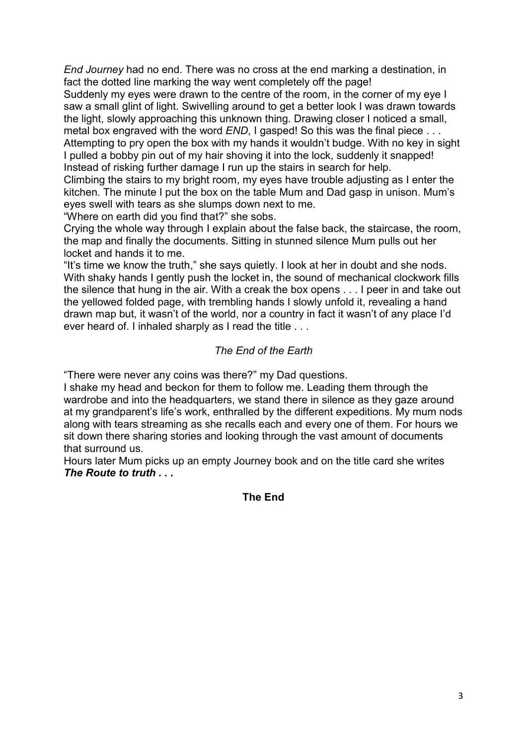*End Journey* had no end. There was no cross at the end marking a destination, in fact the dotted line marking the way went completely off the page!
Suddenly my eyes were drawn to the centre of the room, in the corner of my eye I saw a small glint of light. Swivelling around to get a better look I was drawn towards the light, slowly approaching this unknown thing. Drawing closer I noticed a small, metal box engraved with the word *END*, I gasped! So this was the final piece . . .
Attempting to pry open the box with my hands it wouldn't budge. With no key in sight I pulled a bobby pin out of my hair shoving it into the lock, suddenly it snapped! Instead of risking further damage I run up the stairs in search for help.
Climbing the stairs to my bright room, my eyes have trouble adjusting as I enter the kitchen. The minute I put the box on the table Mum and Dad gasp in unison. Mum's eyes swell with tears as she slumps down next to me.
"Where on earth did you find that?" she sobs.
Crying the whole way through I explain about the false back, the staircase, the room, the map and finally the documents. Sitting in stunned silence Mum pulls out her locket and hands it to me.
"It's time we know the truth," she says quietly. I look at her in doubt and she nods. With shaky hands I gently push the locket in, the sound of mechanical clockwork fills the silence that hung in the air. With a creak the box opens . . . I peer in and take out the yellowed folded page, with trembling hands I slowly unfold it, revealing a hand drawn map but, it wasn't of the world, nor a country in fact it wasn't of any place I'd ever heard of. I inhaled sharply as I read the title . . .

*The End of the Earth*

"There were never any coins was there?" my Dad questions.
I shake my head and beckon for them to follow me. Leading them through the wardrobe and into the headquarters, we stand there in silence as they gaze around at my grandparent's life's work, enthralled by the different expeditions. My mum nods along with tears streaming as she recalls each and every one of them. For hours we sit down there sharing stories and looking through the vast amount of documents that surround us.
Hours later Mum picks up an empty Journey book and on the title card she writes ***The Route to truth . . .***

**The End**